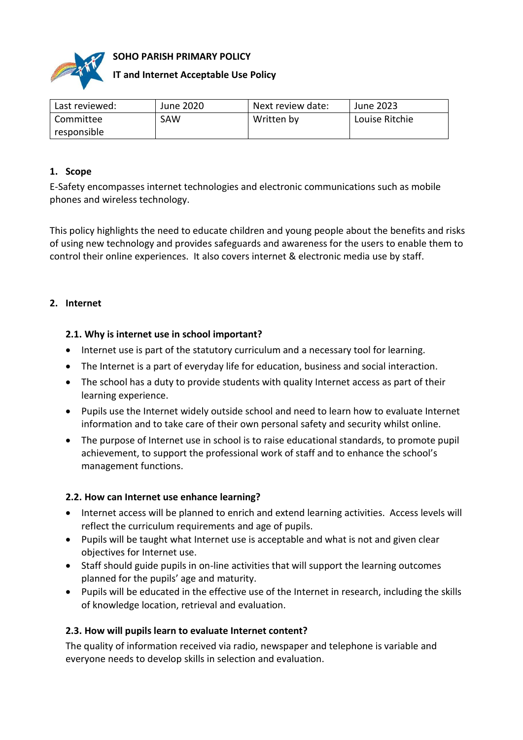**SOHO PARISH PRIMARY POLICY**

**IT and Internet Acceptable Use Policy**

| Last reviewed: | June 2020 | Next review date: | June 2023 |
|---|---|---|---|
| Committee responsible | SAW | Written by | Louise Ritchie |

## 1. Scope

E-Safety encompasses internet technologies and electronic communications such as mobile phones and wireless technology.

This policy highlights the need to educate children and young people about the benefits and risks of using new technology and provides safeguards and awareness for the users to enable them to control their online experiences. It also covers internet & electronic media use by staff.

## 2. Internet

### 2.1. Why is internet use in school important?

- Internet use is part of the statutory curriculum and a necessary tool for learning.
- The Internet is a part of everyday life for education, business and social interaction.
- The school has a duty to provide students with quality Internet access as part of their learning experience.
- Pupils use the Internet widely outside school and need to learn how to evaluate Internet information and to take care of their own personal safety and security whilst online.
- The purpose of Internet use in school is to raise educational standards, to promote pupil achievement, to support the professional work of staff and to enhance the school's management functions.

### 2.2. How can Internet use enhance learning?

- Internet access will be planned to enrich and extend learning activities. Access levels will reflect the curriculum requirements and age of pupils.
- Pupils will be taught what Internet use is acceptable and what is not and given clear objectives for Internet use.
- Staff should guide pupils in on-line activities that will support the learning outcomes planned for the pupils' age and maturity.
- Pupils will be educated in the effective use of the Internet in research, including the skills of knowledge location, retrieval and evaluation.

### 2.3. How will pupils learn to evaluate Internet content?

The quality of information received via radio, newspaper and telephone is variable and everyone needs to develop skills in selection and evaluation.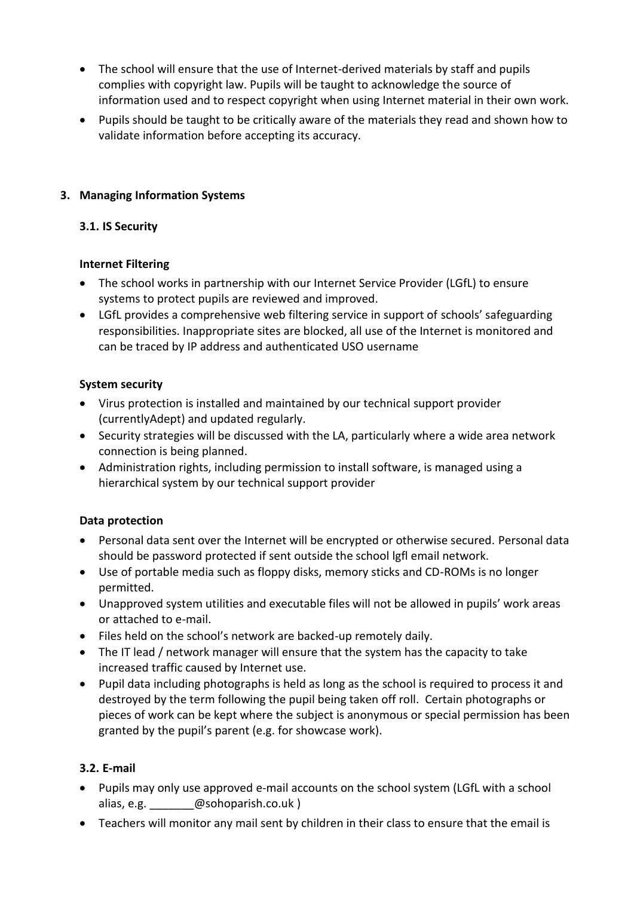- The school will ensure that the use of Internet-derived materials by staff and pupils complies with copyright law. Pupils will be taught to acknowledge the source of information used and to respect copyright when using Internet material in their own work.
- Pupils should be taught to be critically aware of the materials they read and shown how to validate information before accepting its accuracy.

## 3. Managing Information Systems

### 3.1. IS Security

**Internet Filtering**

- The school works in partnership with our Internet Service Provider (LGfL) to ensure systems to protect pupils are reviewed and improved.
- LGfL provides a comprehensive web filtering service in support of schools' safeguarding responsibilities. Inappropriate sites are blocked, all use of the Internet is monitored and can be traced by IP address and authenticated USO username

**System security**

- Virus protection is installed and maintained by our technical support provider (currentlyAdept) and updated regularly.
- Security strategies will be discussed with the LA, particularly where a wide area network connection is being planned.
- Administration rights, including permission to install software, is managed using a hierarchical system by our technical support provider

**Data protection**

- Personal data sent over the Internet will be encrypted or otherwise secured. Personal data should be password protected if sent outside the school lgfl email network.
- Use of portable media such as floppy disks, memory sticks and CD-ROMs is no longer permitted.
- Unapproved system utilities and executable files will not be allowed in pupils' work areas or attached to e-mail.
- Files held on the school's network are backed-up remotely daily.
- The IT lead / network manager will ensure that the system has the capacity to take increased traffic caused by Internet use.
- Pupil data including photographs is held as long as the school is required to process it and destroyed by the term following the pupil being taken off roll. Certain photographs or pieces of work can be kept where the subject is anonymous or special permission has been granted by the pupil's parent (e.g. for showcase work).

### 3.2. E-mail

- Pupils may only use approved e-mail accounts on the school system (LGfL with a school alias, e.g. _______@sohoparish.co.uk )
- Teachers will monitor any mail sent by children in their class to ensure that the email is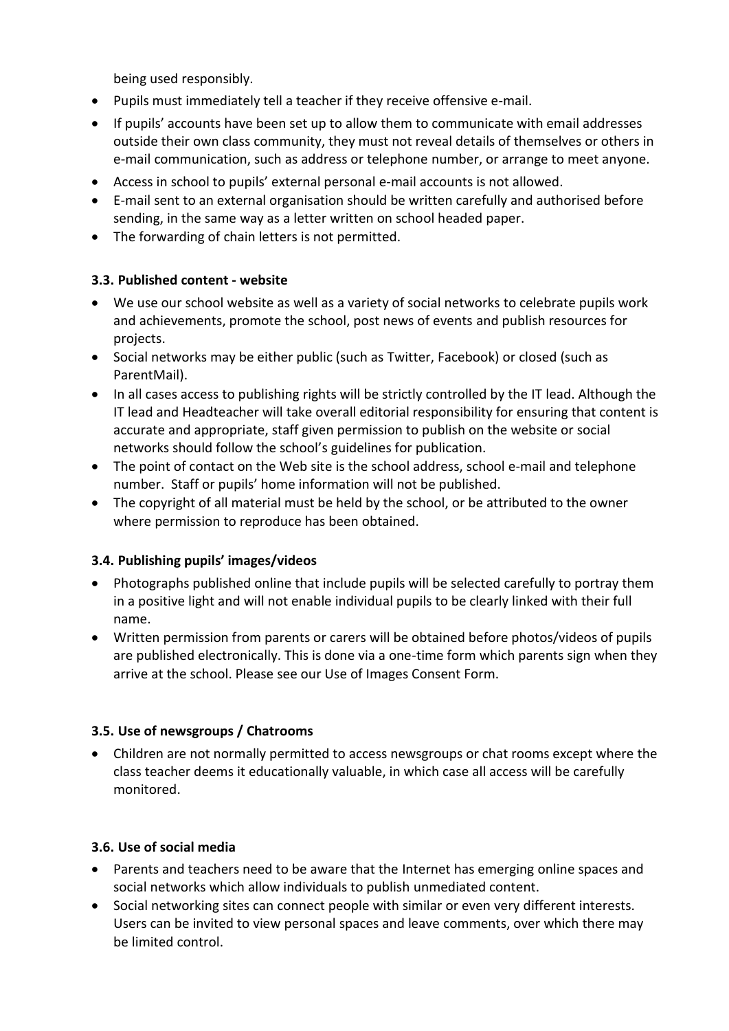being used responsibly.

- Pupils must immediately tell a teacher if they receive offensive e-mail.
- If pupils' accounts have been set up to allow them to communicate with email addresses outside their own class community, they must not reveal details of themselves or others in e-mail communication, such as address or telephone number, or arrange to meet anyone.
- Access in school to pupils' external personal e-mail accounts is not allowed.
- E-mail sent to an external organisation should be written carefully and authorised before sending, in the same way as a letter written on school headed paper.
- The forwarding of chain letters is not permitted.

### 3.3. Published content - website

- We use our school website as well as a variety of social networks to celebrate pupils work and achievements, promote the school, post news of events and publish resources for projects.
- Social networks may be either public (such as Twitter, Facebook) or closed (such as ParentMail).
- In all cases access to publishing rights will be strictly controlled by the IT lead. Although the IT lead and Headteacher will take overall editorial responsibility for ensuring that content is accurate and appropriate, staff given permission to publish on the website or social networks should follow the school's guidelines for publication.
- The point of contact on the Web site is the school address, school e-mail and telephone number. Staff or pupils' home information will not be published.
- The copyright of all material must be held by the school, or be attributed to the owner where permission to reproduce has been obtained.

### 3.4. Publishing pupils' images/videos

- Photographs published online that include pupils will be selected carefully to portray them in a positive light and will not enable individual pupils to be clearly linked with their full name.
- Written permission from parents or carers will be obtained before photos/videos of pupils are published electronically. This is done via a one-time form which parents sign when they arrive at the school. Please see our Use of Images Consent Form.

### 3.5. Use of newsgroups / Chatrooms

- Children are not normally permitted to access newsgroups or chat rooms except where the class teacher deems it educationally valuable, in which case all access will be carefully monitored.

### 3.6. Use of social media

- Parents and teachers need to be aware that the Internet has emerging online spaces and social networks which allow individuals to publish unmediated content.
- Social networking sites can connect people with similar or even very different interests. Users can be invited to view personal spaces and leave comments, over which there may be limited control.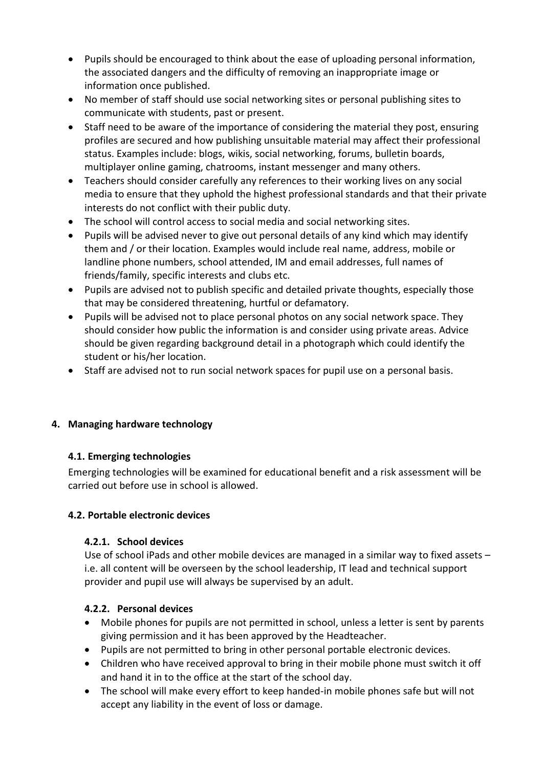- Pupils should be encouraged to think about the ease of uploading personal information, the associated dangers and the difficulty of removing an inappropriate image or information once published.
- No member of staff should use social networking sites or personal publishing sites to communicate with students, past or present.
- Staff need to be aware of the importance of considering the material they post, ensuring profiles are secured and how publishing unsuitable material may affect their professional status. Examples include: blogs, wikis, social networking, forums, bulletin boards, multiplayer online gaming, chatrooms, instant messenger and many others.
- Teachers should consider carefully any references to their working lives on any social media to ensure that they uphold the highest professional standards and that their private interests do not conflict with their public duty.
- The school will control access to social media and social networking sites.
- Pupils will be advised never to give out personal details of any kind which may identify them and / or their location. Examples would include real name, address, mobile or landline phone numbers, school attended, IM and email addresses, full names of friends/family, specific interests and clubs etc.
- Pupils are advised not to publish specific and detailed private thoughts, especially those that may be considered threatening, hurtful or defamatory.
- Pupils will be advised not to place personal photos on any social network space. They should consider how public the information is and consider using private areas. Advice should be given regarding background detail in a photograph which could identify the student or his/her location.
- Staff are advised not to run social network spaces for pupil use on a personal basis.

## 4. Managing hardware technology

### 4.1. Emerging technologies

Emerging technologies will be examined for educational benefit and a risk assessment will be carried out before use in school is allowed.

### 4.2. Portable electronic devices

#### 4.2.1. School devices

Use of school iPads and other mobile devices are managed in a similar way to fixed assets – i.e. all content will be overseen by the school leadership, IT lead and technical support provider and pupil use will always be supervised by an adult.

#### 4.2.2. Personal devices

- Mobile phones for pupils are not permitted in school, unless a letter is sent by parents giving permission and it has been approved by the Headteacher.
- Pupils are not permitted to bring in other personal portable electronic devices.
- Children who have received approval to bring in their mobile phone must switch it off and hand it in to the office at the start of the school day.
- The school will make every effort to keep handed-in mobile phones safe but will not accept any liability in the event of loss or damage.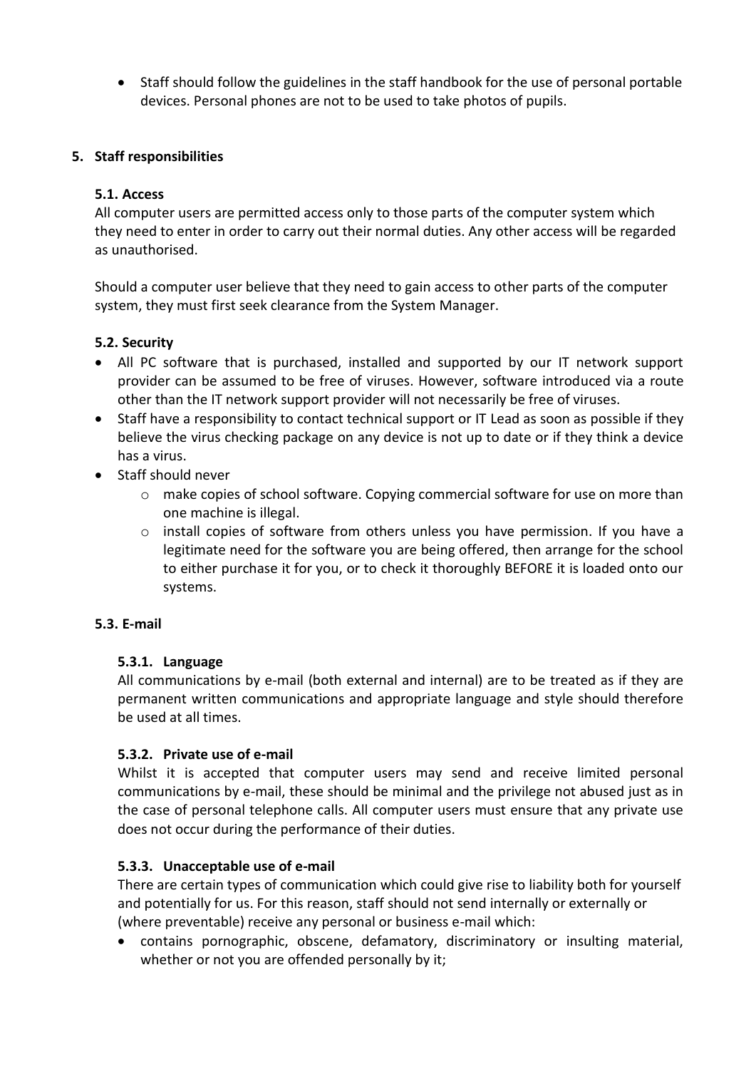- Staff should follow the guidelines in the staff handbook for the use of personal portable devices. Personal phones are not to be used to take photos of pupils.

## 5. Staff responsibilities

### 5.1. Access

All computer users are permitted access only to those parts of the computer system which they need to enter in order to carry out their normal duties. Any other access will be regarded as unauthorised.

Should a computer user believe that they need to gain access to other parts of the computer system, they must first seek clearance from the System Manager.

### 5.2. Security

- All PC software that is purchased, installed and supported by our IT network support provider can be assumed to be free of viruses. However, software introduced via a route other than the IT network support provider will not necessarily be free of viruses.
- Staff have a responsibility to contact technical support or IT Lead as soon as possible if they believe the virus checking package on any device is not up to date or if they think a device has a virus.
- Staff should never
  - make copies of school software. Copying commercial software for use on more than one machine is illegal.
  - install copies of software from others unless you have permission. If you have a legitimate need for the software you are being offered, then arrange for the school to either purchase it for you, or to check it thoroughly BEFORE it is loaded onto our systems.

### 5.3. E-mail

#### 5.3.1. Language

All communications by e-mail (both external and internal) are to be treated as if they are permanent written communications and appropriate language and style should therefore be used at all times.

#### 5.3.2. Private use of e-mail

Whilst it is accepted that computer users may send and receive limited personal communications by e-mail, these should be minimal and the privilege not abused just as in the case of personal telephone calls. All computer users must ensure that any private use does not occur during the performance of their duties.

#### 5.3.3. Unacceptable use of e-mail

There are certain types of communication which could give rise to liability both for yourself and potentially for us. For this reason, staff should not send internally or externally or (where preventable) receive any personal or business e-mail which:

- contains pornographic, obscene, defamatory, discriminatory or insulting material, whether or not you are offended personally by it;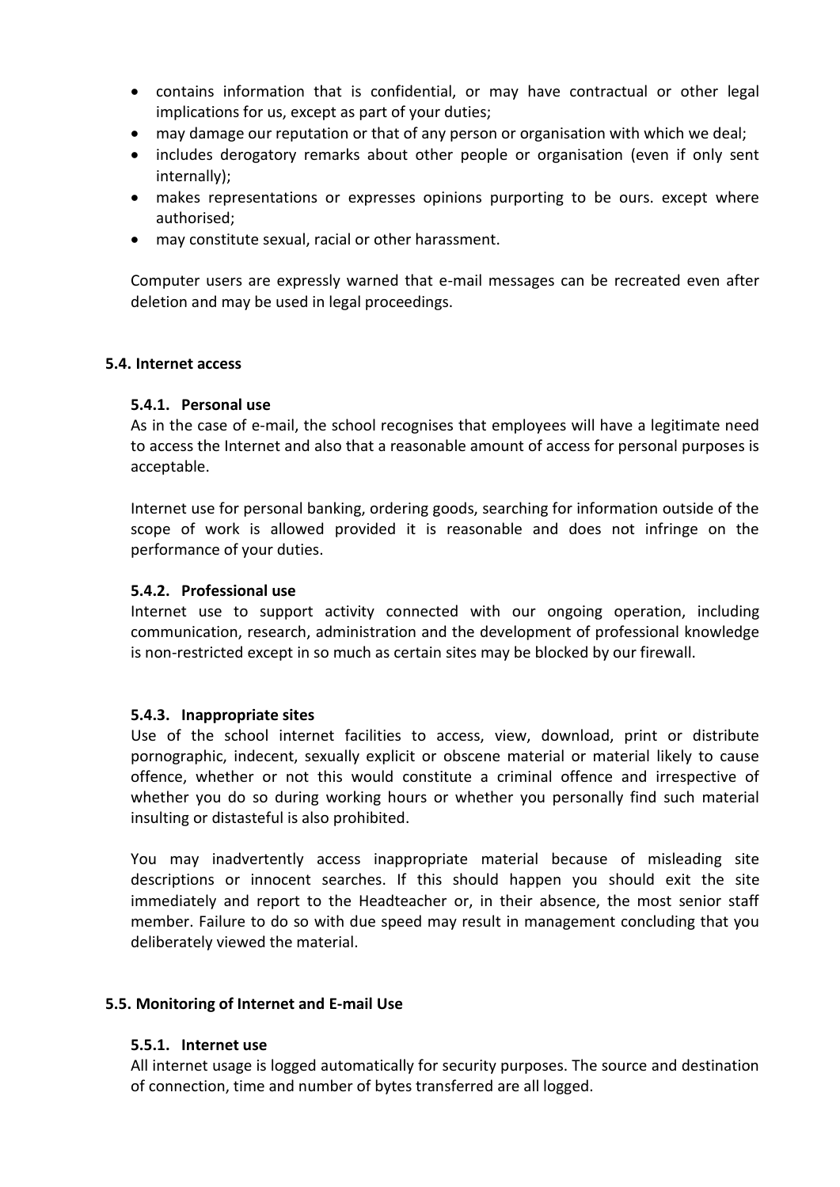- contains information that is confidential, or may have contractual or other legal implications for us, except as part of your duties;
- may damage our reputation or that of any person or organisation with which we deal;
- includes derogatory remarks about other people or organisation (even if only sent internally);
- makes representations or expresses opinions purporting to be ours. except where authorised;
- may constitute sexual, racial or other harassment.

Computer users are expressly warned that e-mail messages can be recreated even after deletion and may be used in legal proceedings.

### 5.4. Internet access

#### 5.4.1. Personal use

As in the case of e-mail, the school recognises that employees will have a legitimate need to access the Internet and also that a reasonable amount of access for personal purposes is acceptable.

Internet use for personal banking, ordering goods, searching for information outside of the scope of work is allowed provided it is reasonable and does not infringe on the performance of your duties.

#### 5.4.2. Professional use

Internet use to support activity connected with our ongoing operation, including communication, research, administration and the development of professional knowledge is non-restricted except in so much as certain sites may be blocked by our firewall.

#### 5.4.3. Inappropriate sites

Use of the school internet facilities to access, view, download, print or distribute pornographic, indecent, sexually explicit or obscene material or material likely to cause offence, whether or not this would constitute a criminal offence and irrespective of whether you do so during working hours or whether you personally find such material insulting or distasteful is also prohibited.

You may inadvertently access inappropriate material because of misleading site descriptions or innocent searches. If this should happen you should exit the site immediately and report to the Headteacher or, in their absence, the most senior staff member. Failure to do so with due speed may result in management concluding that you deliberately viewed the material.

### 5.5. Monitoring of Internet and E-mail Use

#### 5.5.1. Internet use

All internet usage is logged automatically for security purposes. The source and destination of connection, time and number of bytes transferred are all logged.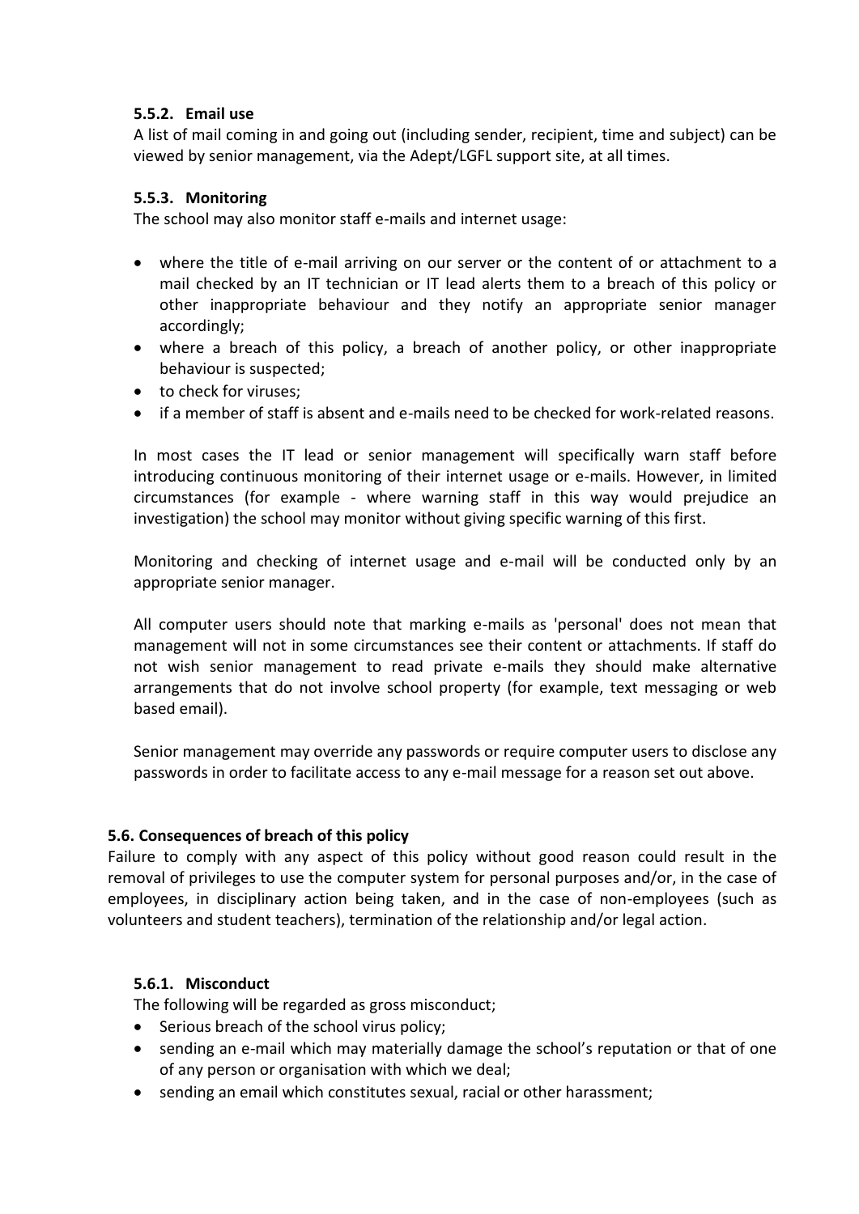#### 5.5.2. Email use

A list of mail coming in and going out (including sender, recipient, time and subject) can be viewed by senior management, via the Adept/LGFL support site, at all times.

#### 5.5.3. Monitoring

The school may also monitor staff e-mails and internet usage:

- where the title of e-mail arriving on our server or the content of or attachment to a mail checked by an IT technician or IT lead alerts them to a breach of this policy or other inappropriate behaviour and they notify an appropriate senior manager accordingly;
- where a breach of this policy, a breach of another policy, or other inappropriate behaviour is suspected;
- to check for viruses;
- if a member of staff is absent and e-mails need to be checked for work-related reasons.

In most cases the IT lead or senior management will specifically warn staff before introducing continuous monitoring of their internet usage or e-mails. However, in limited circumstances (for example - where warning staff in this way would prejudice an investigation) the school may monitor without giving specific warning of this first.

Monitoring and checking of internet usage and e-mail will be conducted only by an appropriate senior manager.

All computer users should note that marking e-mails as 'personal' does not mean that management will not in some circumstances see their content or attachments. If staff do not wish senior management to read private e-mails they should make alternative arrangements that do not involve school property (for example, text messaging or web based email).

Senior management may override any passwords or require computer users to disclose any passwords in order to facilitate access to any e-mail message for a reason set out above.

### 5.6. Consequences of breach of this policy

Failure to comply with any aspect of this policy without good reason could result in the removal of privileges to use the computer system for personal purposes and/or, in the case of employees, in disciplinary action being taken, and in the case of non-employees (such as volunteers and student teachers), termination of the relationship and/or legal action.

#### 5.6.1. Misconduct

The following will be regarded as gross misconduct;

- Serious breach of the school virus policy;
- sending an e-mail which may materially damage the school's reputation or that of one of any person or organisation with which we deal;
- sending an email which constitutes sexual, racial or other harassment;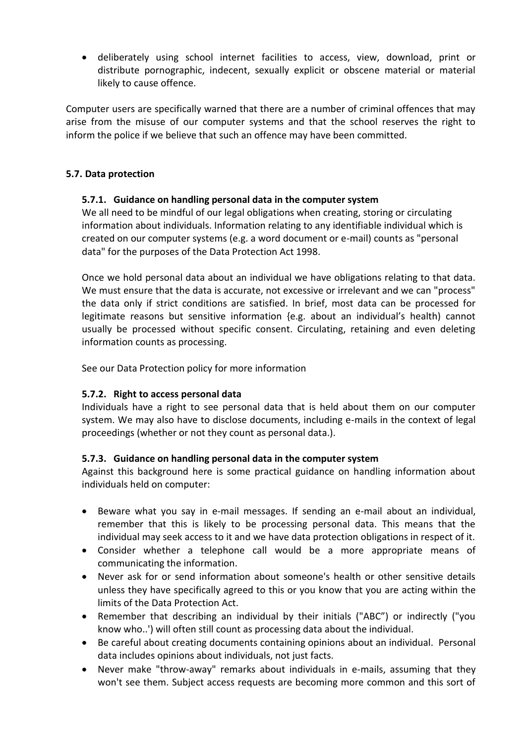- deliberately using school internet facilities to access, view, download, print or distribute pornographic, indecent, sexually explicit or obscene material or material likely to cause offence.

Computer users are specifically warned that there are a number of criminal offences that may arise from the misuse of our computer systems and that the school reserves the right to inform the police if we believe that such an offence may have been committed.

**5.7. Data protection**

**5.7.1. Guidance on handling personal data in the computer system**

We all need to be mindful of our legal obligations when creating, storing or circulating information about individuals. Information relating to any identifiable individual which is created on our computer systems (e.g. a word document or e-mail) counts as "personal data" for the purposes of the Data Protection Act 1998.

Once we hold personal data about an individual we have obligations relating to that data. We must ensure that the data is accurate, not excessive or irrelevant and we can "process" the data only if strict conditions are satisfied. In brief, most data can be processed for legitimate reasons but sensitive information {e.g. about an individual's health) cannot usually be processed without specific consent. Circulating, retaining and even deleting information counts as processing.

See our Data Protection policy for more information

**5.7.2. Right to access personal data**

Individuals have a right to see personal data that is held about them on our computer system. We may also have to disclose documents, including e-mails in the context of legal proceedings (whether or not they count as personal data.).

**5.7.3. Guidance on handling personal data in the computer system**

Against this background here is some practical guidance on handling information about individuals held on computer:

- Beware what you say in e-mail messages. If sending an e-mail about an individual, remember that this is likely to be processing personal data. This means that the individual may seek access to it and we have data protection obligations in respect of it.
- Consider whether a telephone call would be a more appropriate means of communicating the information.
- Never ask for or send information about someone's health or other sensitive details unless they have specifically agreed to this or you know that you are acting within the limits of the Data Protection Act.
- Remember that describing an individual by their initials ("ABC") or indirectly ("you know who..') will often still count as processing data about the individual.
- Be careful about creating documents containing opinions about an individual. Personal data includes opinions about individuals, not just facts.
- Never make "throw-away" remarks about individuals in e-mails, assuming that they won't see them. Subject access requests are becoming more common and this sort of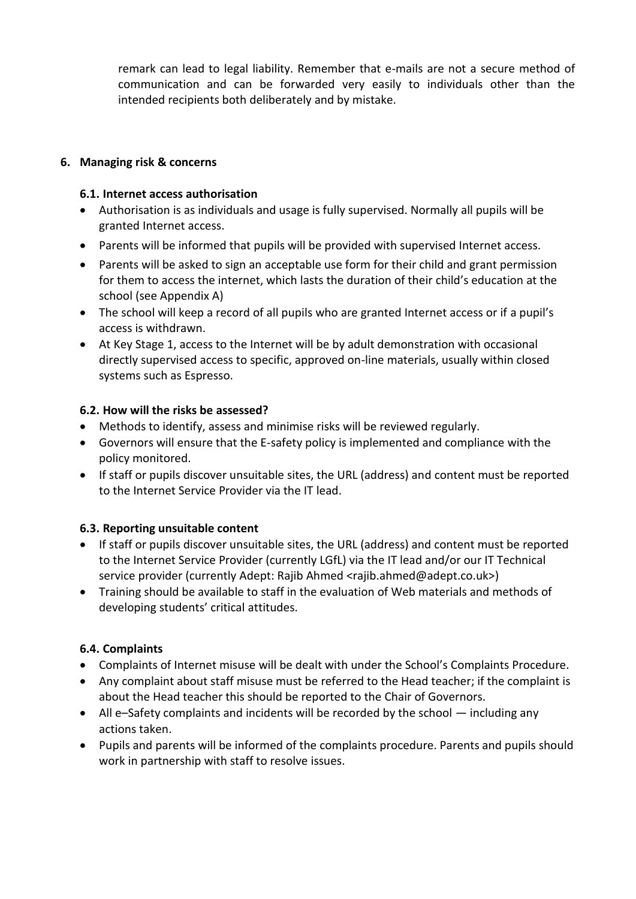remark can lead to legal liability. Remember that e-mails are not a secure method of communication and can be forwarded very easily to individuals other than the intended recipients both deliberately and by mistake.

## 6. Managing risk & concerns

### 6.1. Internet access authorisation

- Authorisation is as individuals and usage is fully supervised. Normally all pupils will be granted Internet access.
- Parents will be informed that pupils will be provided with supervised Internet access.
- Parents will be asked to sign an acceptable use form for their child and grant permission for them to access the internet, which lasts the duration of their child's education at the school (see Appendix A)
- The school will keep a record of all pupils who are granted Internet access or if a pupil's access is withdrawn.
- At Key Stage 1, access to the Internet will be by adult demonstration with occasional directly supervised access to specific, approved on-line materials, usually within closed systems such as Espresso.

### 6.2. How will the risks be assessed?

- Methods to identify, assess and minimise risks will be reviewed regularly.
- Governors will ensure that the E-safety policy is implemented and compliance with the policy monitored.
- If staff or pupils discover unsuitable sites, the URL (address) and content must be reported to the Internet Service Provider via the IT lead.

### 6.3. Reporting unsuitable content

- If staff or pupils discover unsuitable sites, the URL (address) and content must be reported to the Internet Service Provider (currently LGfL) via the IT lead and/or our IT Technical service provider (currently Adept: Rajib Ahmed <rajib.ahmed@adept.co.uk>)
- Training should be available to staff in the evaluation of Web materials and methods of developing students' critical attitudes.

### 6.4. Complaints

- Complaints of Internet misuse will be dealt with under the School's Complaints Procedure.
- Any complaint about staff misuse must be referred to the Head teacher; if the complaint is about the Head teacher this should be reported to the Chair of Governors.
- All e–Safety complaints and incidents will be recorded by the school — including any actions taken.
- Pupils and parents will be informed of the complaints procedure. Parents and pupils should work in partnership with staff to resolve issues.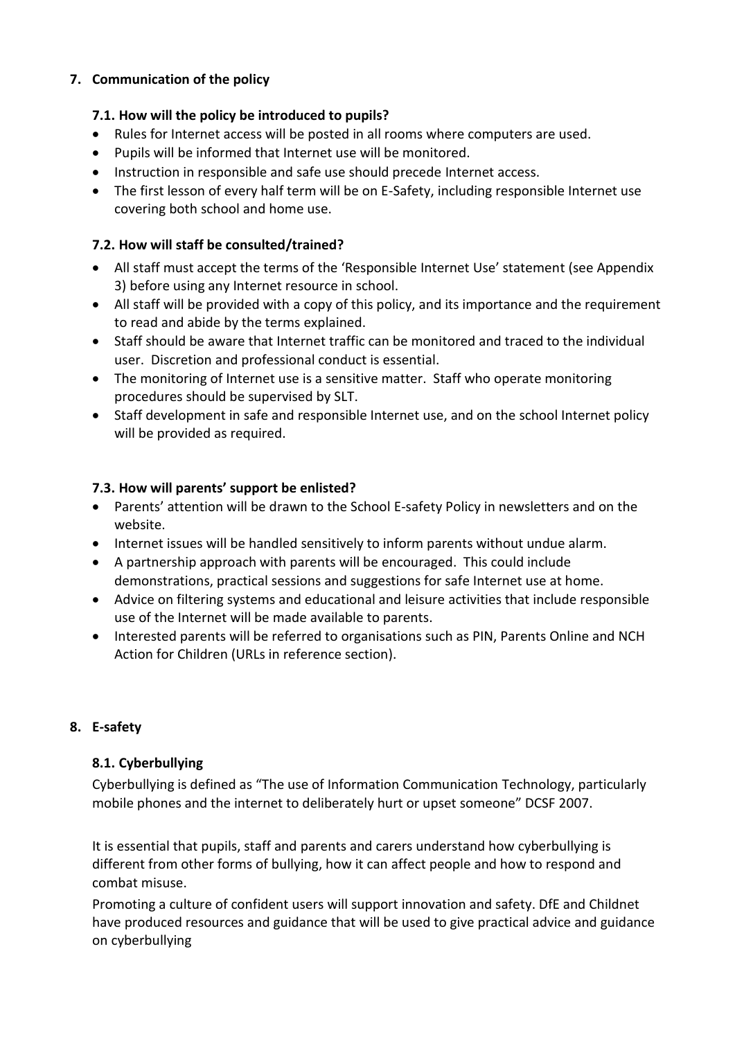## 7. Communication of the policy

### 7.1. How will the policy be introduced to pupils?

- Rules for Internet access will be posted in all rooms where computers are used.
- Pupils will be informed that Internet use will be monitored.
- Instruction in responsible and safe use should precede Internet access.
- The first lesson of every half term will be on E-Safety, including responsible Internet use covering both school and home use.

### 7.2. How will staff be consulted/trained?

- All staff must accept the terms of the 'Responsible Internet Use' statement (see Appendix 3) before using any Internet resource in school.
- All staff will be provided with a copy of this policy, and its importance and the requirement to read and abide by the terms explained.
- Staff should be aware that Internet traffic can be monitored and traced to the individual user. Discretion and professional conduct is essential.
- The monitoring of Internet use is a sensitive matter. Staff who operate monitoring procedures should be supervised by SLT.
- Staff development in safe and responsible Internet use, and on the school Internet policy will be provided as required.

### 7.3. How will parents' support be enlisted?

- Parents' attention will be drawn to the School E-safety Policy in newsletters and on the website.
- Internet issues will be handled sensitively to inform parents without undue alarm.
- A partnership approach with parents will be encouraged. This could include demonstrations, practical sessions and suggestions for safe Internet use at home.
- Advice on filtering systems and educational and leisure activities that include responsible use of the Internet will be made available to parents.
- Interested parents will be referred to organisations such as PIN, Parents Online and NCH Action for Children (URLs in reference section).

## 8. E-safety

### 8.1. Cyberbullying

Cyberbullying is defined as "The use of Information Communication Technology, particularly mobile phones and the internet to deliberately hurt or upset someone" DCSF 2007.

It is essential that pupils, staff and parents and carers understand how cyberbullying is different from other forms of bullying, how it can affect people and how to respond and combat misuse.

Promoting a culture of confident users will support innovation and safety. DfE and Childnet have produced resources and guidance that will be used to give practical advice and guidance on cyberbullying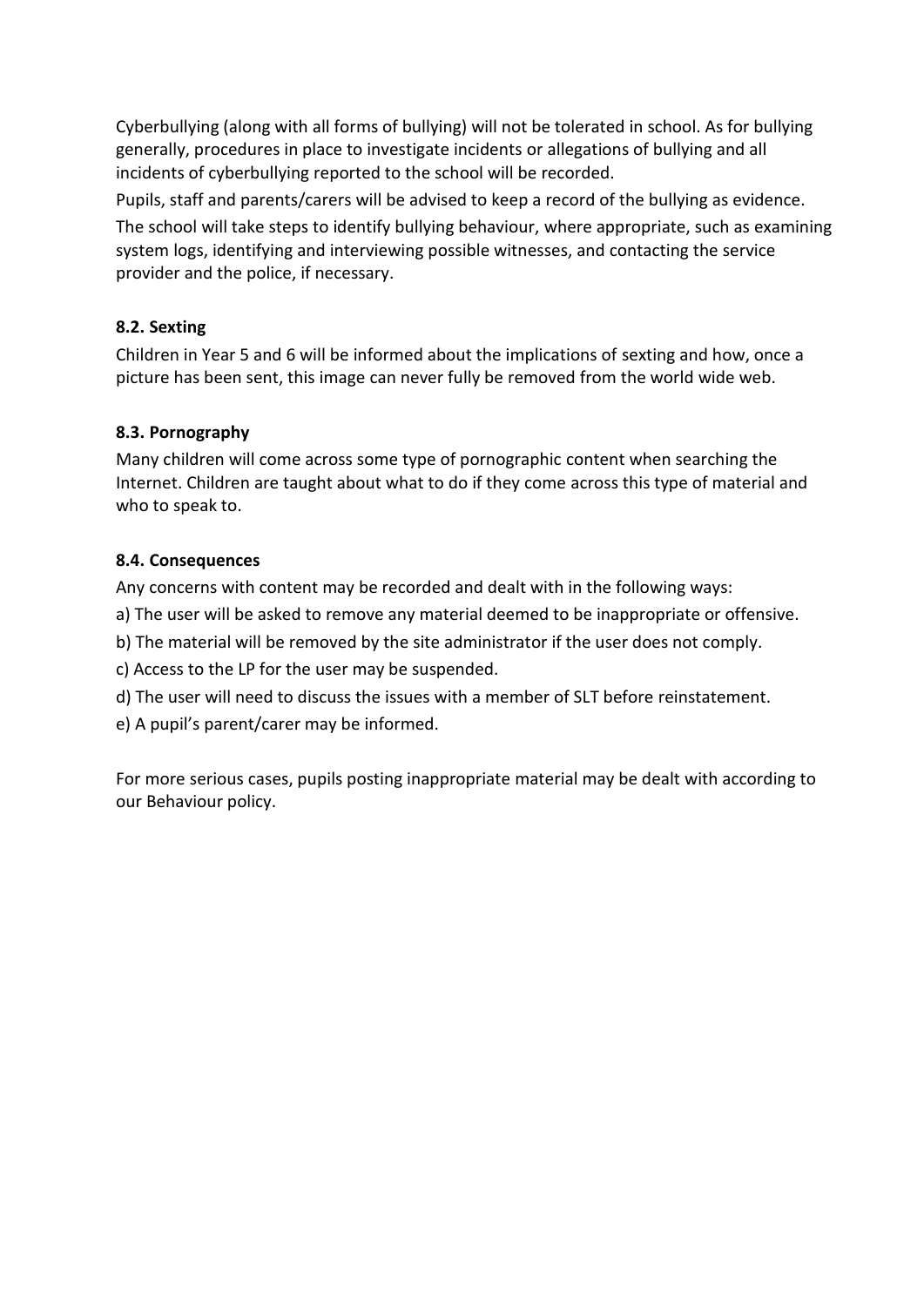Cyberbullying (along with all forms of bullying) will not be tolerated in school. As for bullying generally, procedures in place to investigate incidents or allegations of bullying and all incidents of cyberbullying reported to the school will be recorded.

Pupils, staff and parents/carers will be advised to keep a record of the bullying as evidence.

The school will take steps to identify bullying behaviour, where appropriate, such as examining system logs, identifying and interviewing possible witnesses, and contacting the service provider and the police, if necessary.

### 8.2. Sexting

Children in Year 5 and 6 will be informed about the implications of sexting and how, once a picture has been sent, this image can never fully be removed from the world wide web.

### 8.3. Pornography

Many children will come across some type of pornographic content when searching the Internet. Children are taught about what to do if they come across this type of material and who to speak to.

### 8.4. Consequences

Any concerns with content may be recorded and dealt with in the following ways:

a) The user will be asked to remove any material deemed to be inappropriate or offensive.

b) The material will be removed by the site administrator if the user does not comply.

c) Access to the LP for the user may be suspended.

d) The user will need to discuss the issues with a member of SLT before reinstatement.

e) A pupil's parent/carer may be informed.

For more serious cases, pupils posting inappropriate material may be dealt with according to our Behaviour policy.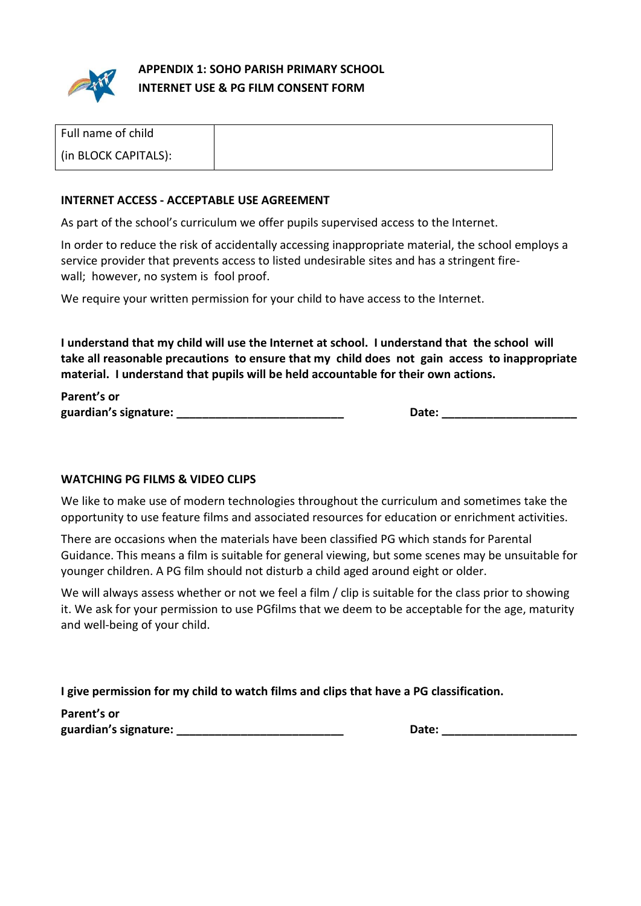## APPENDIX 1: SOHO PARISH PRIMARY SCHOOL
## INTERNET USE & PG FILM CONSENT FORM

| Full name of child (in BLOCK CAPITALS): | |
|---|---|

### INTERNET ACCESS - ACCEPTABLE USE AGREEMENT

As part of the school's curriculum we offer pupils supervised access to the Internet.

In order to reduce the risk of accidentally accessing inappropriate material, the school employs a service provider that prevents access to listed undesirable sites and has a stringent fire-wall; however, no system is fool proof.

We require your written permission for your child to have access to the Internet.

**I understand that my child will use the Internet at school. I understand that the school will take all reasonable precautions to ensure that my child does not gain access to inappropriate material. I understand that pupils will be held accountable for their own actions.**

**Parent's or guardian's signature: ___________________________** **Date: _____________________**

### WATCHING PG FILMS & VIDEO CLIPS

We like to make use of modern technologies throughout the curriculum and sometimes take the opportunity to use feature films and associated resources for education or enrichment activities.

There are occasions when the materials have been classified PG which stands for Parental Guidance. This means a film is suitable for general viewing, but some scenes may be unsuitable for younger children. A PG film should not disturb a child aged around eight or older.

We will always assess whether or not we feel a film / clip is suitable for the class prior to showing it. We ask for your permission to use PGfilms that we deem to be acceptable for the age, maturity and well-being of your child.

**I give permission for my child to watch films and clips that have a PG classification.**

**Parent's or guardian's signature: ___________________________** **Date: _____________________**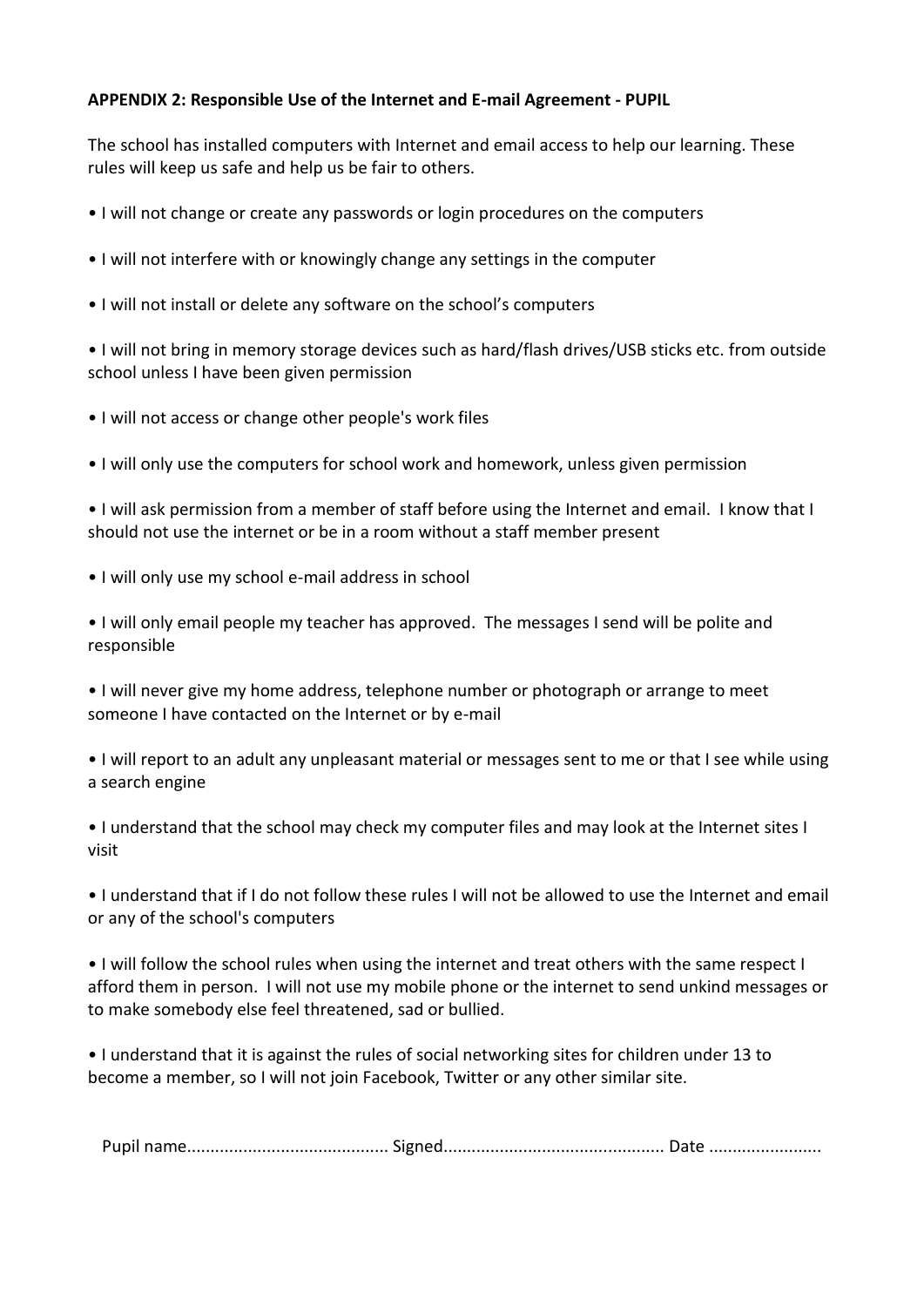**APPENDIX 2: Responsible Use of the Internet and E-mail Agreement - PUPIL**

The school has installed computers with Internet and email access to help our learning. These rules will keep us safe and help us be fair to others.

- I will not change or create any passwords or login procedures on the computers
- I will not interfere with or knowingly change any settings in the computer
- I will not install or delete any software on the school's computers
- I will not bring in memory storage devices such as hard/flash drives/USB sticks etc. from outside school unless I have been given permission
- I will not access or change other people's work files
- I will only use the computers for school work and homework, unless given permission
- I will ask permission from a member of staff before using the Internet and email. I know that I should not use the internet or be in a room without a staff member present
- I will only use my school e-mail address in school
- I will only email people my teacher has approved. The messages I send will be polite and responsible
- I will never give my home address, telephone number or photograph or arrange to meet someone I have contacted on the Internet or by e-mail
- I will report to an adult any unpleasant material or messages sent to me or that I see while using a search engine
- I understand that the school may check my computer files and may look at the Internet sites I visit
- I understand that if I do not follow these rules I will not be allowed to use the Internet and email or any of the school's computers
- I will follow the school rules when using the internet and treat others with the same respect I afford them in person. I will not use my mobile phone or the internet to send unkind messages or to make somebody else feel threatened, sad or bullied.
- I understand that it is against the rules of social networking sites for children under 13 to become a member, so I will not join Facebook, Twitter or any other similar site.

Pupil name.......................................... Signed.............................................. Date .......................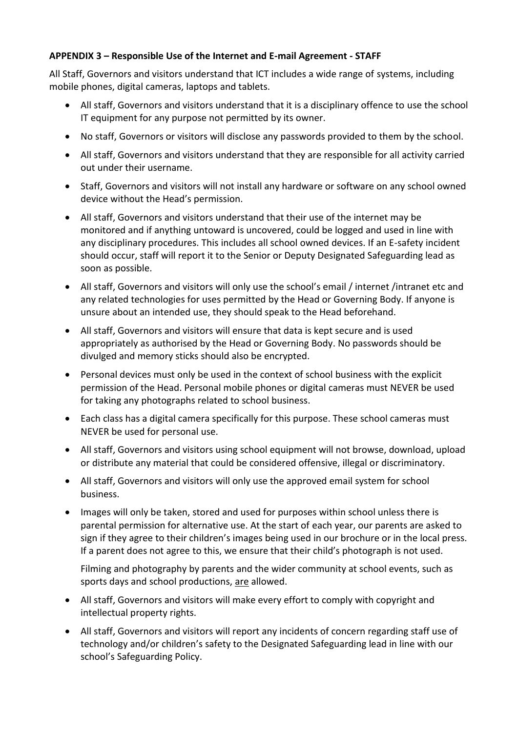**APPENDIX 3 – Responsible Use of the Internet and E-mail Agreement - STAFF**

All Staff, Governors and visitors understand that ICT includes a wide range of systems, including mobile phones, digital cameras, laptops and tablets.

- All staff, Governors and visitors understand that it is a disciplinary offence to use the school IT equipment for any purpose not permitted by its owner.
- No staff, Governors or visitors will disclose any passwords provided to them by the school.
- All staff, Governors and visitors understand that they are responsible for all activity carried out under their username.
- Staff, Governors and visitors will not install any hardware or software on any school owned device without the Head's permission.
- All staff, Governors and visitors understand that their use of the internet may be monitored and if anything untoward is uncovered, could be logged and used in line with any disciplinary procedures. This includes all school owned devices. If an E-safety incident should occur, staff will report it to the Senior or Deputy Designated Safeguarding lead as soon as possible.
- All staff, Governors and visitors will only use the school's email / internet /intranet etc and any related technologies for uses permitted by the Head or Governing Body. If anyone is unsure about an intended use, they should speak to the Head beforehand.
- All staff, Governors and visitors will ensure that data is kept secure and is used appropriately as authorised by the Head or Governing Body. No passwords should be divulged and memory sticks should also be encrypted.
- Personal devices must only be used in the context of school business with the explicit permission of the Head. Personal mobile phones or digital cameras must NEVER be used for taking any photographs related to school business.
- Each class has a digital camera specifically for this purpose. These school cameras must NEVER be used for personal use.
- All staff, Governors and visitors using school equipment will not browse, download, upload or distribute any material that could be considered offensive, illegal or discriminatory.
- All staff, Governors and visitors will only use the approved email system for school business.
- Images will only be taken, stored and used for purposes within school unless there is parental permission for alternative use. At the start of each year, our parents are asked to sign if they agree to their children's images being used in our brochure or in the local press. If a parent does not agree to this, we ensure that their child's photograph is not used.

  Filming and photography by parents and the wider community at school events, such as sports days and school productions, <u>are</u> allowed.

- All staff, Governors and visitors will make every effort to comply with copyright and intellectual property rights.
- All staff, Governors and visitors will report any incidents of concern regarding staff use of technology and/or children's safety to the Designated Safeguarding lead in line with our school's Safeguarding Policy.